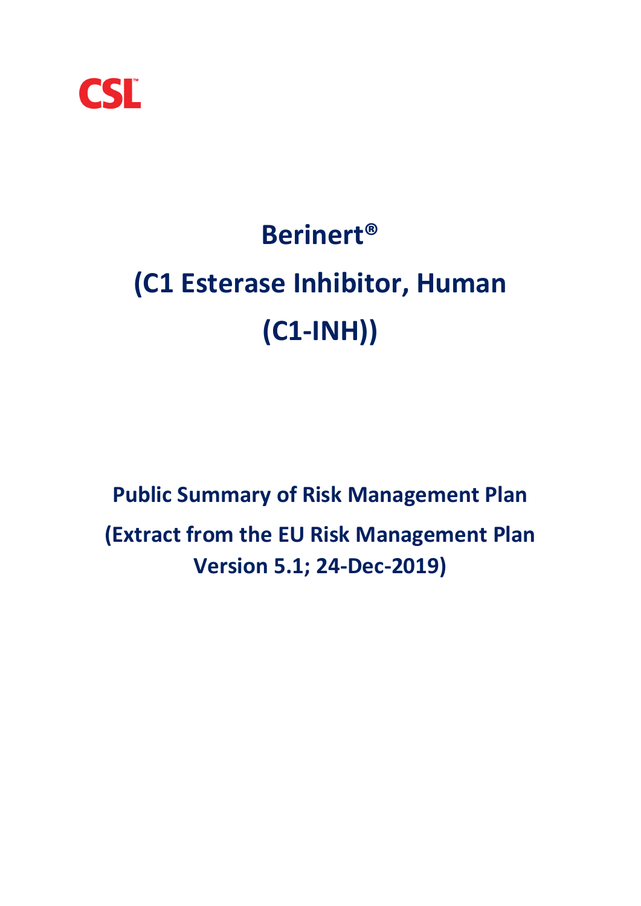CSL

# Berinert®

# (C1 Esterase Inhibitor, Human (C1-INH))

**Public Summary of Risk Management Plan**

**(Extract from the EU Risk Management Plan Version 5.1; 24-Dec-2019)**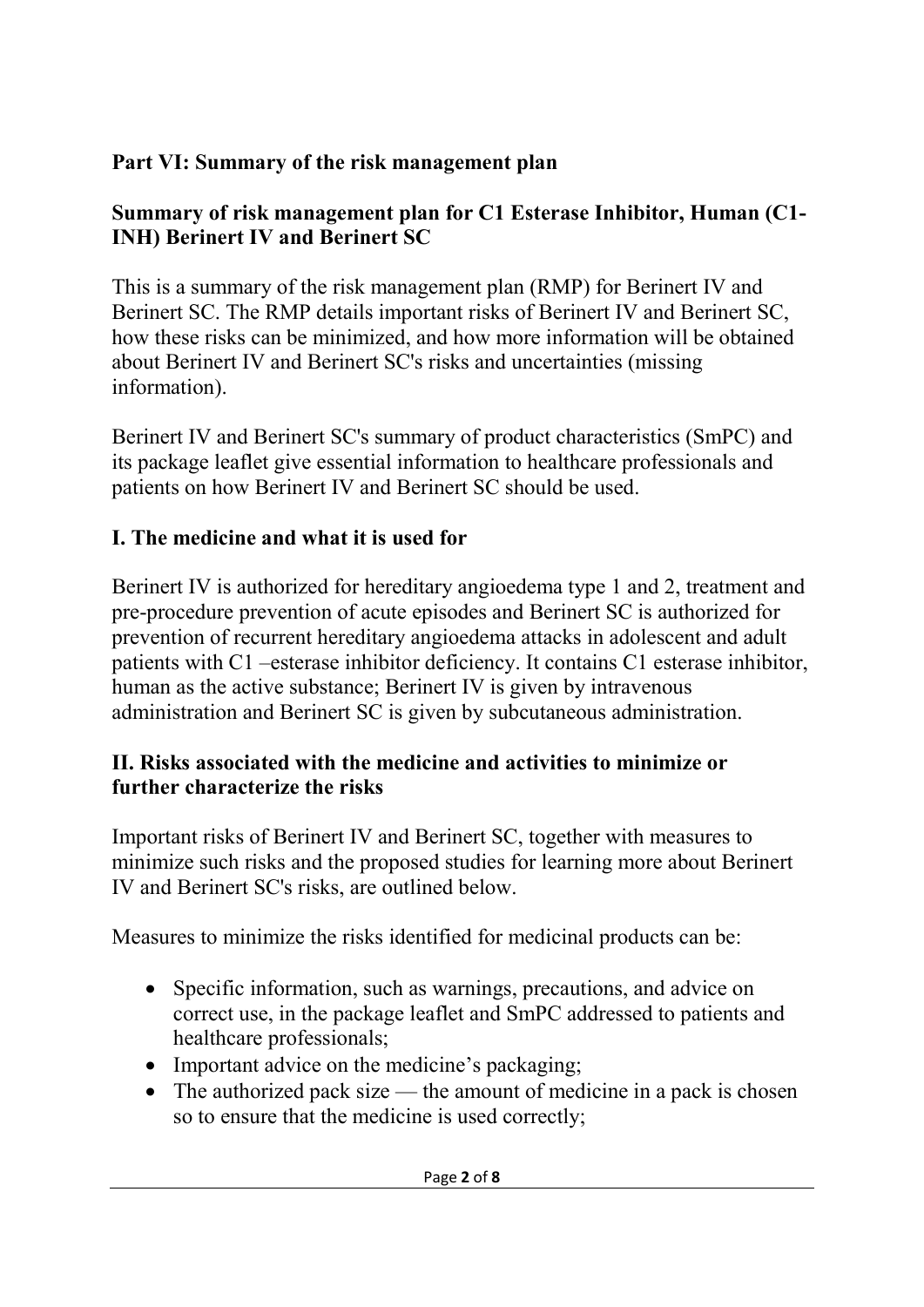## Part VI: Summary of the risk management plan

## Summary of risk management plan for C1 Esterase Inhibitor, Human (C1-INH) Berinert IV and Berinert SC

This is a summary of the risk management plan (RMP) for Berinert IV and Berinert SC. The RMP details important risks of Berinert IV and Berinert SC, how these risks can be minimized, and how more information will be obtained about Berinert IV and Berinert SC's risks and uncertainties (missing information).

Berinert IV and Berinert SC's summary of product characteristics (SmPC) and its package leaflet give essential information to healthcare professionals and patients on how Berinert IV and Berinert SC should be used.

### I. The medicine and what it is used for

Berinert IV is authorized for hereditary angioedema type 1 and 2, treatment and pre-procedure prevention of acute episodes and Berinert SC is authorized for prevention of recurrent hereditary angioedema attacks in adolescent and adult patients with C1 –esterase inhibitor deficiency. It contains C1 esterase inhibitor, human as the active substance; Berinert IV is given by intravenous administration and Berinert SC is given by subcutaneous administration.

### II. Risks associated with the medicine and activities to minimize or further characterize the risks

Important risks of Berinert IV and Berinert SC, together with measures to minimize such risks and the proposed studies for learning more about Berinert IV and Berinert SC's risks, are outlined below.

Measures to minimize the risks identified for medicinal products can be:

- Specific information, such as warnings, precautions, and advice on correct use, in the package leaflet and SmPC addressed to patients and healthcare professionals;
- Important advice on the medicine's packaging;
- The authorized pack size — the amount of medicine in a pack is chosen so to ensure that the medicine is used correctly;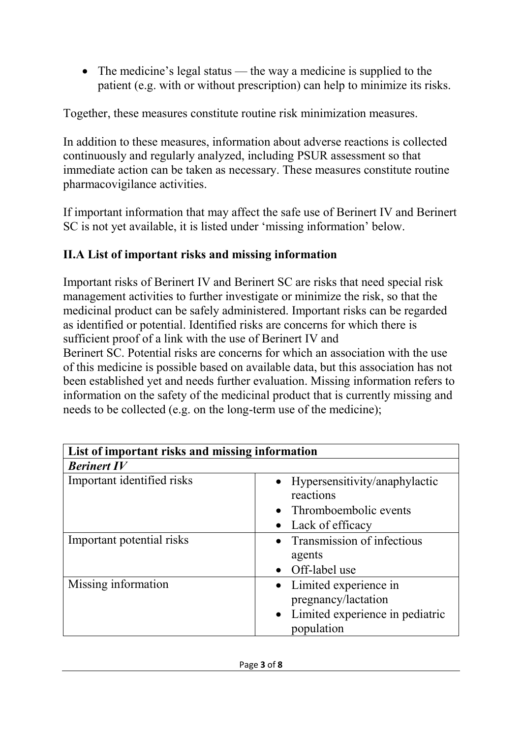- The medicine's legal status — the way a medicine is supplied to the patient (e.g. with or without prescription) can help to minimize its risks.

Together, these measures constitute routine risk minimization measures.

In addition to these measures, information about adverse reactions is collected continuously and regularly analyzed, including PSUR assessment so that immediate action can be taken as necessary. These measures constitute routine pharmacovigilance activities.

If important information that may affect the safe use of Berinert IV and Berinert SC is not yet available, it is listed under 'missing information' below.

## II.A List of important risks and missing information

Important risks of Berinert IV and Berinert SC are risks that need special risk management activities to further investigate or minimize the risk, so that the medicinal product can be safely administered. Important risks can be regarded as identified or potential. Identified risks are concerns for which there is sufficient proof of a link with the use of Berinert IV and Berinert SC. Potential risks are concerns for which an association with the use of this medicine is possible based on available data, but this association has not been established yet and needs further evaluation. Missing information refers to information on the safety of the medicinal product that is currently missing and needs to be collected (e.g. on the long-term use of the medicine);

| List of important risks and missing information | |
|---|---|
| ***Berinert IV*** | |
| Important identified risks | • Hypersensitivity/anaphylactic reactions<br>• Thromboembolic events<br>• Lack of efficacy |
| Important potential risks | • Transmission of infectious agents<br>• Off-label use |
| Missing information | • Limited experience in pregnancy/lactation<br>• Limited experience in pediatric population |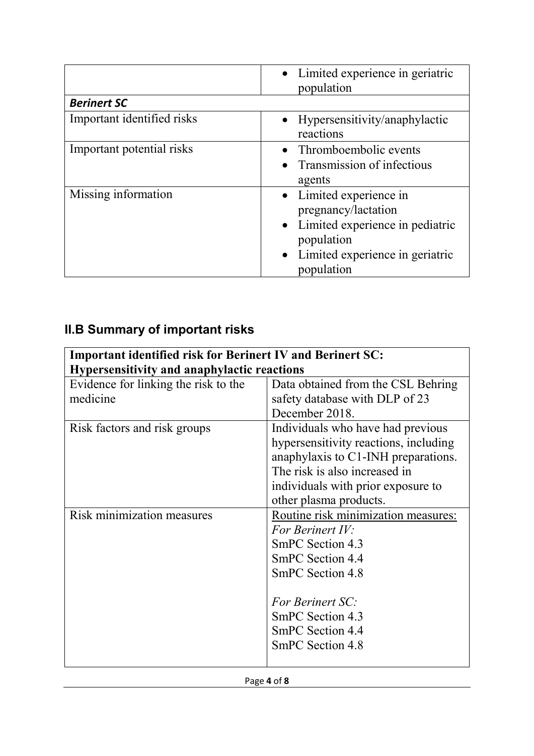| | |
|---|---|
| | • Limited experience in geriatric population |
| ***Berinert SC*** | |
| Important identified risks | • Hypersensitivity/anaphylactic reactions |
| Important potential risks | • Thromboembolic events<br>• Transmission of infectious agents |
| Missing information | • Limited experience in pregnancy/lactation<br>• Limited experience in pediatric population<br>• Limited experience in geriatric population |

## II.B Summary of important risks

| **Important identified risk for Berinert IV and Berinert SC: Hypersensitivity and anaphylactic reactions** | |
|---|---|
| Evidence for linking the risk to the medicine | Data obtained from the CSL Behring safety database with DLP of 23 December 2018. |
| Risk factors and risk groups | Individuals who have had previous hypersensitivity reactions, including anaphylaxis to C1-INH preparations. The risk is also increased in individuals with prior exposure to other plasma products. |
| Risk minimization measures | <u>Routine risk minimization measures:</u><br>*For Berinert IV:*<br>SmPC Section 4.3<br>SmPC Section 4.4<br>SmPC Section 4.8<br><br>*For Berinert SC:*<br>SmPC Section 4.3<br>SmPC Section 4.4<br>SmPC Section 4.8 |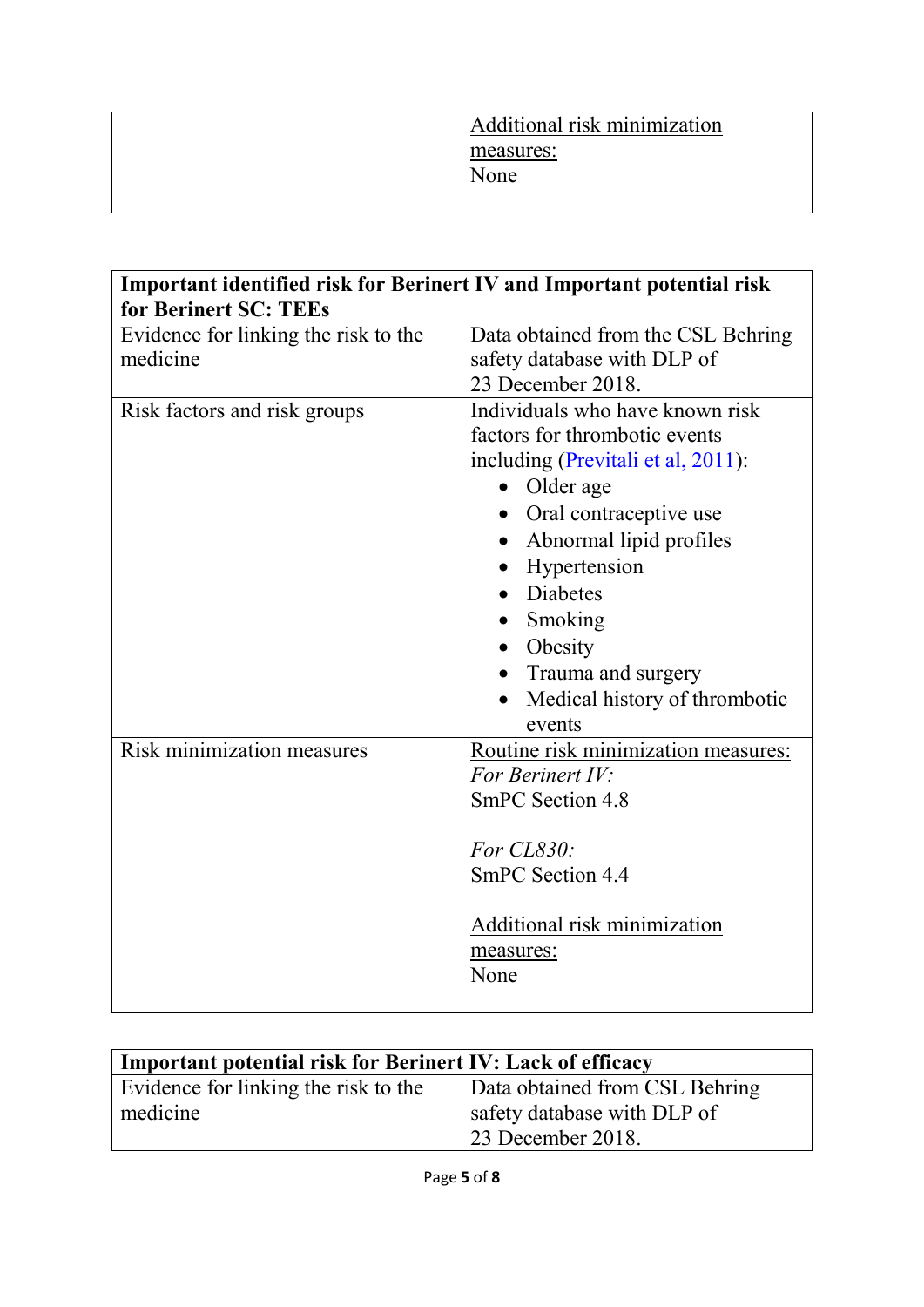| | Additional risk minimization measures: None |
|---|---|

| **Important identified risk for Berinert IV and Important potential risk for Berinert SC: TEEs** | |
|---|---|
| Evidence for linking the risk to the medicine | Data obtained from the CSL Behring safety database with DLP of 23 December 2018. |
| Risk factors and risk groups | Individuals who have known risk factors for thrombotic events including (Previtali et al, 2011): <br>• Older age <br>• Oral contraceptive use <br>• Abnormal lipid profiles <br>• Hypertension <br>• Diabetes <br>• Smoking <br>• Obesity <br>• Trauma and surgery <br>• Medical history of thrombotic events |
| Risk minimization measures | Routine risk minimization measures: <br>*For Berinert IV:* <br>SmPC Section 4.8 <br><br>*For CL830:* <br>SmPC Section 4.4 <br><br>Additional risk minimization measures: <br>None |

| **Important potential risk for Berinert IV: Lack of efficacy** | |
|---|---|
| Evidence for linking the risk to the medicine | Data obtained from CSL Behring safety database with DLP of 23 December 2018. |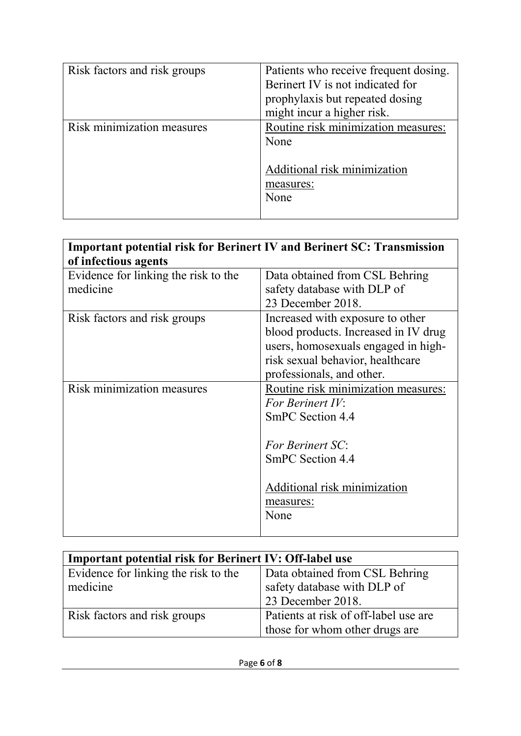| Risk factors and risk groups | Patients who receive frequent dosing. Berinert IV is not indicated for prophylaxis but repeated dosing might incur a higher risk. |
|---|---|
| Risk minimization measures | <u>Routine risk minimization measures:</u><br>None<br><br><u>Additional risk minimization measures:</u><br>None |

| **Important potential risk for Berinert IV and Berinert SC: Transmission of infectious agents** | |
|---|---|
| Evidence for linking the risk to the medicine | Data obtained from CSL Behring safety database with DLP of 23 December 2018. |
| Risk factors and risk groups | Increased with exposure to other blood products. Increased in IV drug users, homosexuals engaged in high-risk sexual behavior, healthcare professionals, and other. |
| Risk minimization measures | <u>Routine risk minimization measures:</u><br>*For Berinert IV*:<br>SmPC Section 4.4<br><br>*For Berinert SC*:<br>SmPC Section 4.4<br><br><u>Additional risk minimization measures:</u><br>None |

| **Important potential risk for Berinert IV: Off-label use** | |
|---|---|
| Evidence for linking the risk to the medicine | Data obtained from CSL Behring safety database with DLP of 23 December 2018. |
| Risk factors and risk groups | Patients at risk of off-label use are those for whom other drugs are |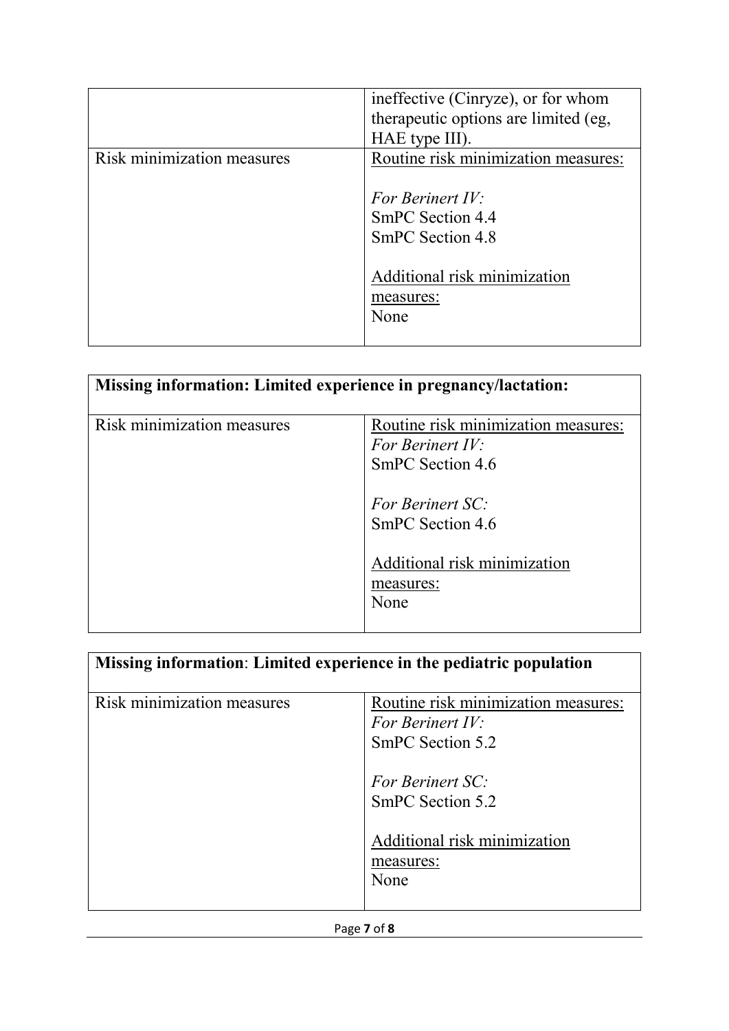| | |
|---|---|
| | ineffective (Cinryze), or for whom therapeutic options are limited (eg, HAE type III). |
| Risk minimization measures | Routine risk minimization measures:<br><br>*For Berinert IV:*<br>SmPC Section 4.4<br>SmPC Section 4.8<br><br>Additional risk minimization measures:<br>None |

| **Missing information: Limited experience in pregnancy/lactation:** | |
|---|---|
| Risk minimization measures | Routine risk minimization measures:<br>*For Berinert IV:*<br>SmPC Section 4.6<br><br>*For Berinert SC:*<br>SmPC Section 4.6<br><br>Additional risk minimization measures:<br>None |

| **Missing information**: **Limited experience in the pediatric population** | |
|---|---|
| Risk minimization measures | Routine risk minimization measures:<br>*For Berinert IV:*<br>SmPC Section 5.2<br><br>*For Berinert SC:*<br>SmPC Section 5.2<br><br>Additional risk minimization measures:<br>None |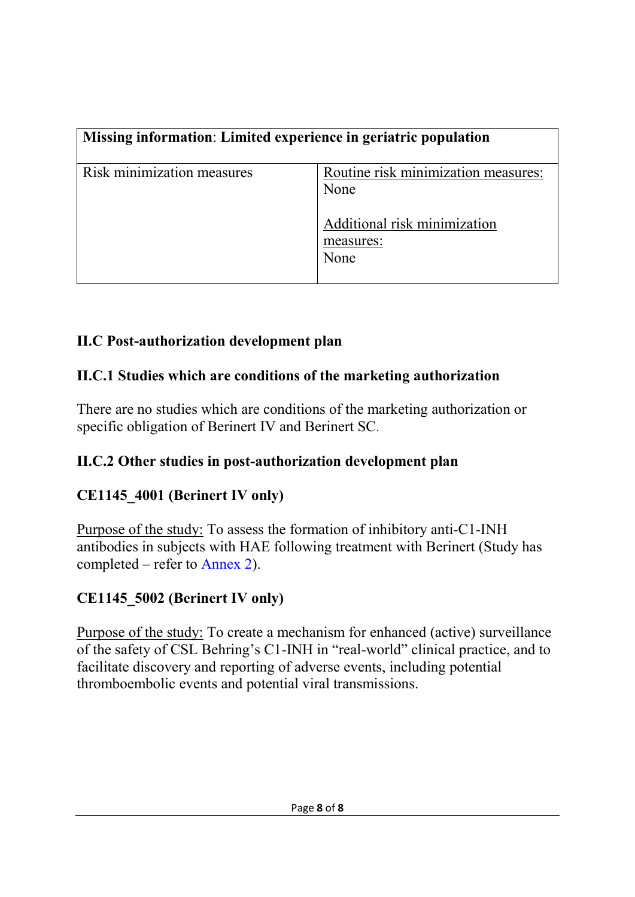| **Missing information**: **Limited experience in geriatric population** | |
|---|---|
| Risk minimization measures | Routine risk minimization measures:<br>None<br><br>Additional risk minimization measures:<br>None |

## II.C Post-authorization development plan

### II.C.1 Studies which are conditions of the marketing authorization

There are no studies which are conditions of the marketing authorization or specific obligation of Berinert IV and Berinert SC.

### II.C.2 Other studies in post-authorization development plan

**CE1145_4001 (Berinert IV only)**

Purpose of the study: To assess the formation of inhibitory anti-C1-INH antibodies in subjects with HAE following treatment with Berinert (Study has completed – refer to Annex 2).

**CE1145_5002 (Berinert IV only)**

Purpose of the study: To create a mechanism for enhanced (active) surveillance of the safety of CSL Behring's C1-INH in "real-world" clinical practice, and to facilitate discovery and reporting of adverse events, including potential thromboembolic events and potential viral transmissions.